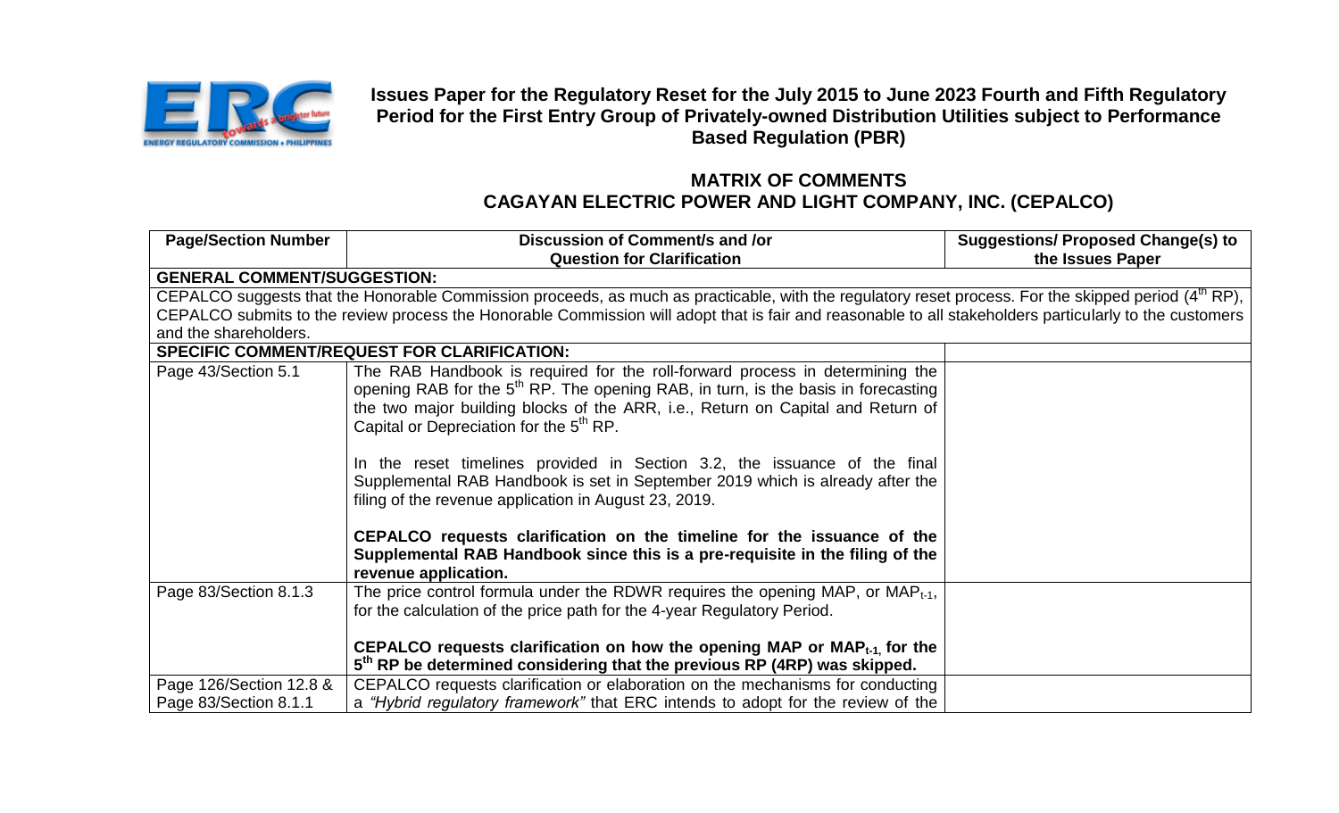**Issues Paper for the Regulatory Reset for the July 2015 to June 2023 Fourth and Fifth Regulatory Period for the First Entry Group of Privately-owned Distribution Utilities subject to Performance Based Regulation (PBR)**

## MATRIX OF COMMENTS
## CAGAYAN ELECTRIC POWER AND LIGHT COMPANY, INC. (CEPALCO)

| Page/Section Number | Discussion of Comment/s and /or Question for Clarification | Suggestions/ Proposed Change(s) to the Issues Paper |
|---|---|---|
| **GENERAL COMMENT/SUGGESTION:** | | |
| CEPALCO suggests that the Honorable Commission proceeds, as much as practicable, with the regulatory reset process. For the skipped period ($4^{th}$ RP), CEPALCO submits to the review process the Honorable Commission will adopt that is fair and reasonable to all stakeholders particularly to the customers and the shareholders. | | |
| **SPECIFIC COMMENT/REQUEST FOR CLARIFICATION:** | | |
| Page 43/Section 5.1 | The RAB Handbook is required for the roll-forward process in determining the opening RAB for the $5^{th}$ RP. The opening RAB, in turn, is the basis in forecasting the two major building blocks of the ARR, i.e., Return on Capital and Return of Capital or Depreciation for the $5^{th}$ RP.<br><br>In the reset timelines provided in Section 3.2, the issuance of the final Supplemental RAB Handbook is set in September 2019 which is already after the filing of the revenue application in August 23, 2019.<br><br>**CEPALCO requests clarification on the timeline for the issuance of the Supplemental RAB Handbook since this is a pre-requisite in the filing of the revenue application.** | |
| Page 83/Section 8.1.3 | The price control formula under the RDWR requires the opening MAP, or $MAP_{t-1}$, for the calculation of the price path for the 4-year Regulatory Period.<br><br>**CEPALCO requests clarification on how the opening MAP or $MAP_{t-1}$ for the $5^{th}$ RP be determined considering that the previous RP (4RP) was skipped.** | |
| Page 126/Section 12.8 & Page 83/Section 8.1.1 | CEPALCO requests clarification or elaboration on the mechanisms for conducting a *"Hybrid regulatory framework"* that ERC intends to adopt for the review of the | |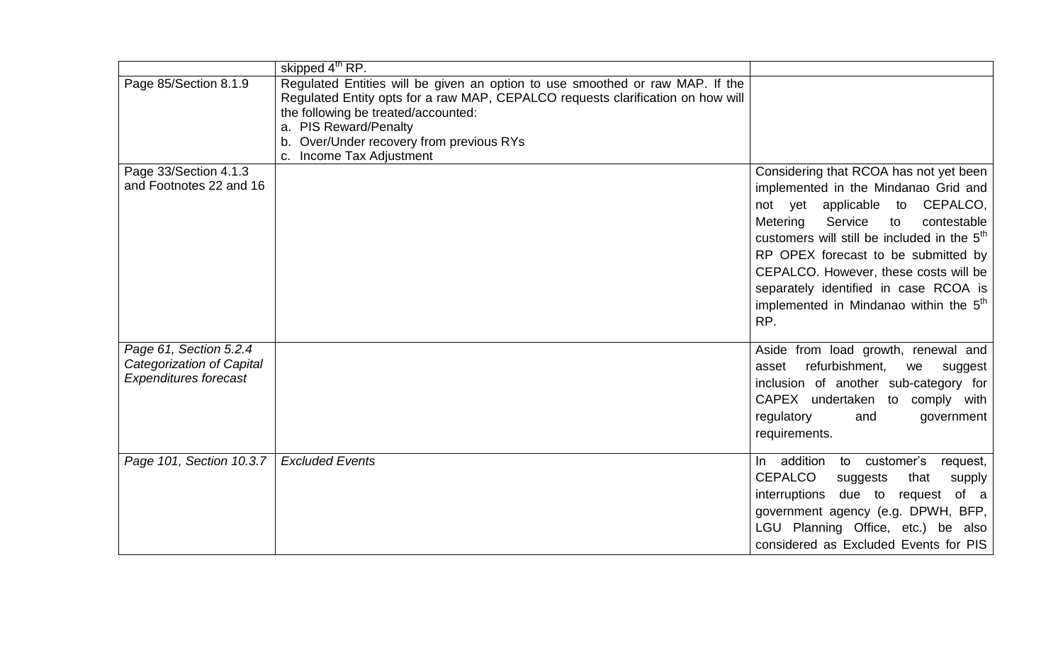| | | |
|---|---|---|
| | skipped 4th RP. | |
| Page 85/Section 8.1.9 | Regulated Entities will be given an option to use smoothed or raw MAP. If the Regulated Entity opts for a raw MAP, CEPALCO requests clarification on how will the following be treated/accounted:<br>a. PIS Reward/Penalty<br>b. Over/Under recovery from previous RYs<br>c. Income Tax Adjustment | |
| Page 33/Section 4.1.3 and Footnotes 22 and 16 | | Considering that RCOA has not yet been implemented in the Mindanao Grid and not yet applicable to CEPALCO, Metering Service to contestable customers will still be included in the 5th RP OPEX forecast to be submitted by CEPALCO. However, these costs will be separately identified in case RCOA is implemented in Mindanao within the 5th RP. |
| *Page 61, Section 5.2.4 Categorization of Capital Expenditures forecast* | | Aside from load growth, renewal and asset refurbishment, we suggest inclusion of another sub-category for CAPEX undertaken to comply with regulatory and government requirements. |
| *Page 101, Section 10.3.7* | *Excluded Events* | In addition to customer's request, CEPALCO suggests that supply interruptions due to request of a government agency (e.g. DPWH, BFP, LGU Planning Office, etc.) be also considered as Excluded Events for PIS |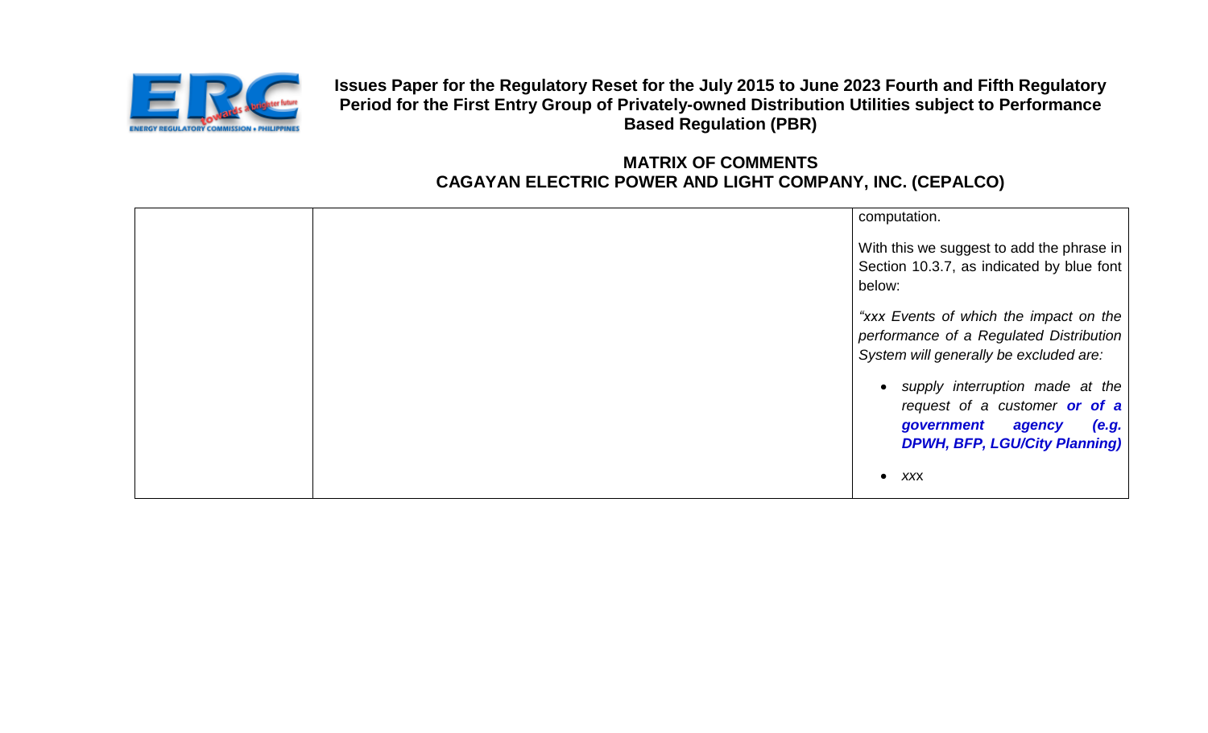**Issues Paper for the Regulatory Reset for the July 2015 to June 2023 Fourth and Fifth Regulatory Period for the First Entry Group of Privately-owned Distribution Utilities subject to Performance Based Regulation (PBR)**

**MATRIX OF COMMENTS**
**CAGAYAN ELECTRIC POWER AND LIGHT COMPANY, INC. (CEPALCO)**

| | | |
|---|---|---|
| | | computation.<br><br>With this we suggest to add the phrase in Section 10.3.7, as indicated by blue font below:<br><br>*"xxx Events of which the impact on the performance of a Regulated Distribution System will generally be excluded are:*<br><br>• *supply interruption made at the request of a customer* ***or of a government agency (e.g. DPWH, BFP, LGU/City Planning)***<br><br>• *xxx* |